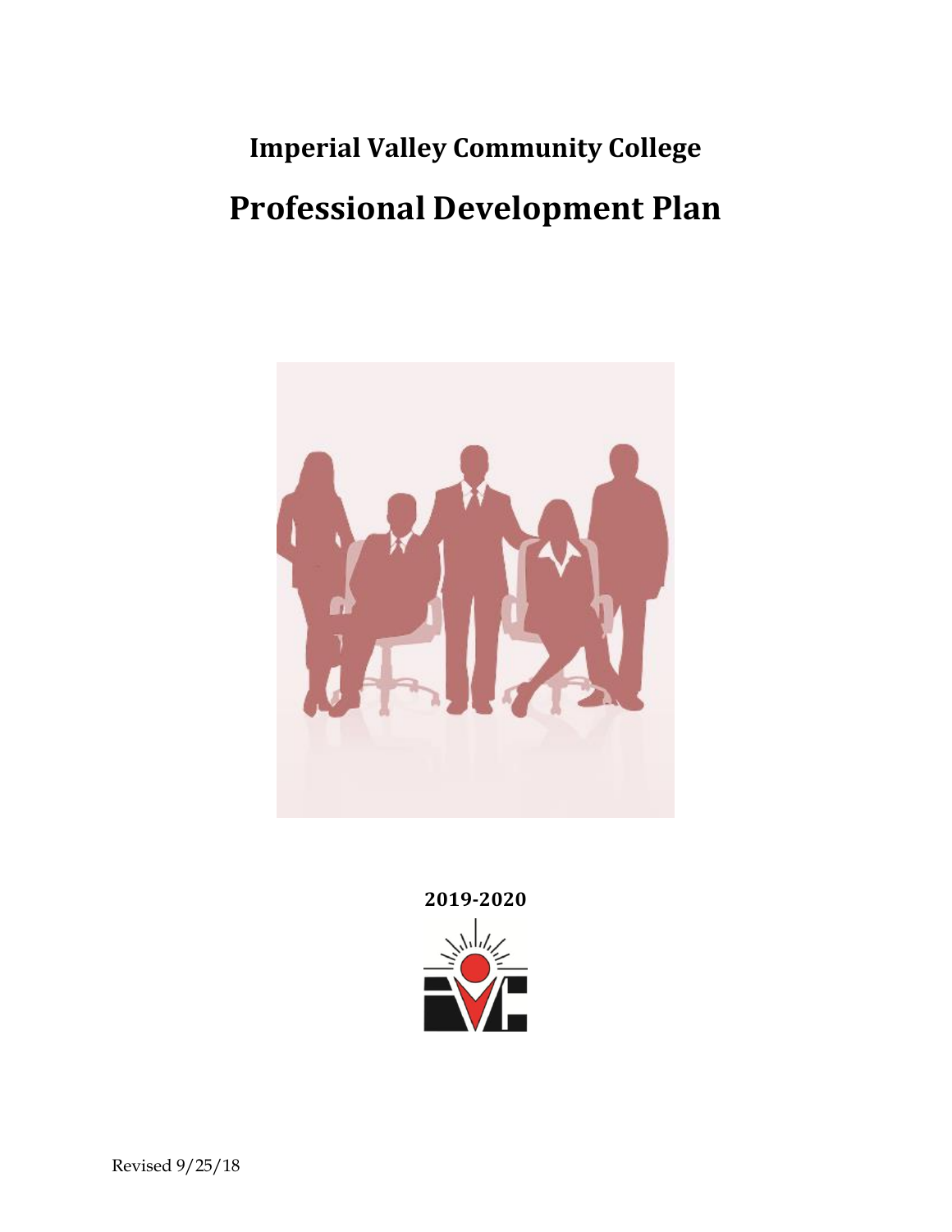# Imperial Valley Community College

# Professional Development Plan

**2019-2020**

Revised 9/25/18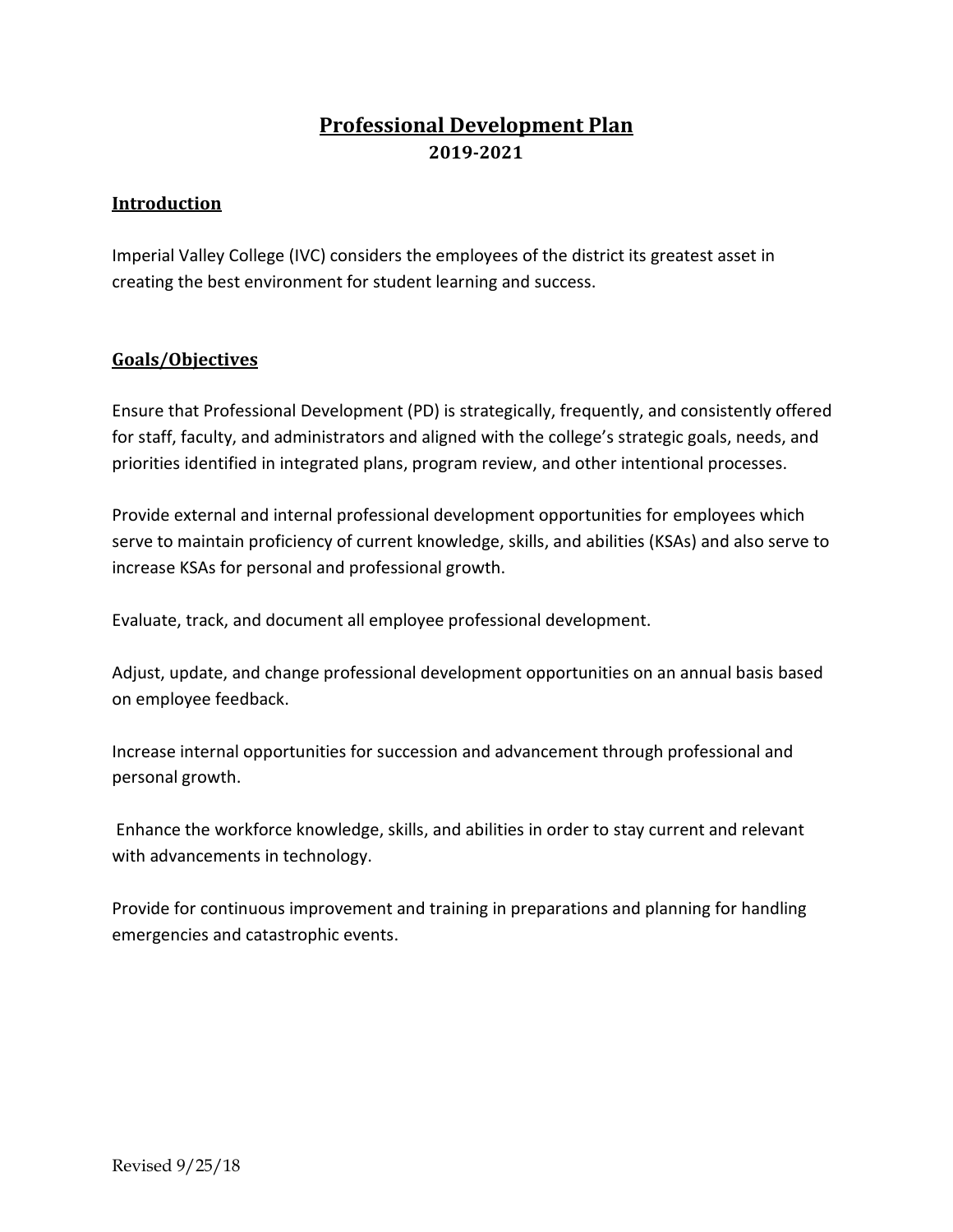# Professional Development Plan

**2019-2021**

## Introduction

Imperial Valley College (IVC) considers the employees of the district its greatest asset in creating the best environment for student learning and success.

## Goals/Objectives

Ensure that Professional Development (PD) is strategically, frequently, and consistently offered for staff, faculty, and administrators and aligned with the college's strategic goals, needs, and priorities identified in integrated plans, program review, and other intentional processes.

Provide external and internal professional development opportunities for employees which serve to maintain proficiency of current knowledge, skills, and abilities (KSAs) and also serve to increase KSAs for personal and professional growth.

Evaluate, track, and document all employee professional development.

Adjust, update, and change professional development opportunities on an annual basis based on employee feedback.

Increase internal opportunities for succession and advancement through professional and personal growth.

Enhance the workforce knowledge, skills, and abilities in order to stay current and relevant with advancements in technology.

Provide for continuous improvement and training in preparations and planning for handling emergencies and catastrophic events.

Revised 9/25/18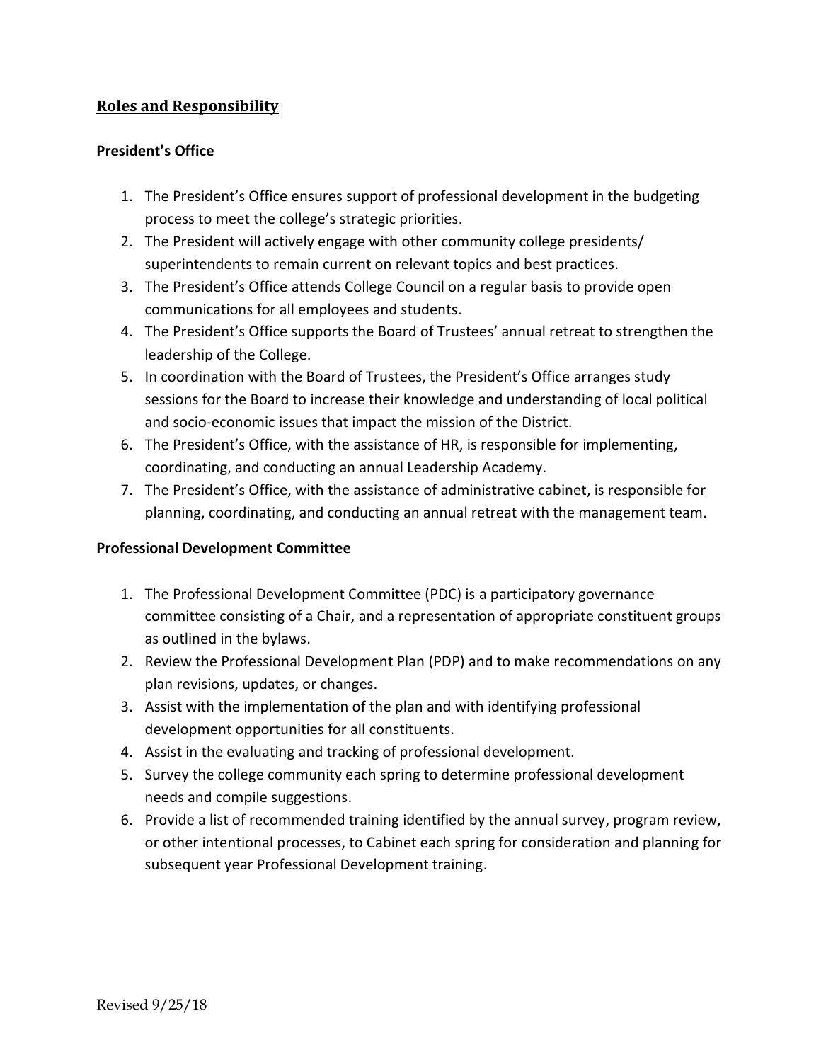## Roles and Responsibility

### President's Office

1. The President's Office ensures support of professional development in the budgeting process to meet the college's strategic priorities.
2. The President will actively engage with other community college presidents/ superintendents to remain current on relevant topics and best practices.
3. The President's Office attends College Council on a regular basis to provide open communications for all employees and students.
4. The President's Office supports the Board of Trustees' annual retreat to strengthen the leadership of the College.
5. In coordination with the Board of Trustees, the President's Office arranges study sessions for the Board to increase their knowledge and understanding of local political and socio-economic issues that impact the mission of the District.
6. The President's Office, with the assistance of HR, is responsible for implementing, coordinating, and conducting an annual Leadership Academy.
7. The President's Office, with the assistance of administrative cabinet, is responsible for planning, coordinating, and conducting an annual retreat with the management team.

### Professional Development Committee

1. The Professional Development Committee (PDC) is a participatory governance committee consisting of a Chair, and a representation of appropriate constituent groups as outlined in the bylaws.
2. Review the Professional Development Plan (PDP) and to make recommendations on any plan revisions, updates, or changes.
3. Assist with the implementation of the plan and with identifying professional development opportunities for all constituents.
4. Assist in the evaluating and tracking of professional development.
5. Survey the college community each spring to determine professional development needs and compile suggestions.
6. Provide a list of recommended training identified by the annual survey, program review, or other intentional processes, to Cabinet each spring for consideration and planning for subsequent year Professional Development training.

Revised 9/25/18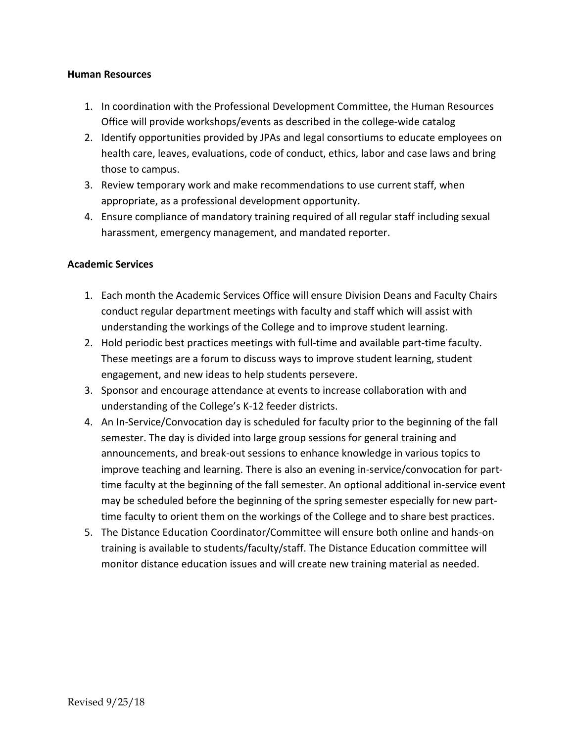**Human Resources**

1. In coordination with the Professional Development Committee, the Human Resources Office will provide workshops/events as described in the college-wide catalog
2. Identify opportunities provided by JPAs and legal consortiums to educate employees on health care, leaves, evaluations, code of conduct, ethics, labor and case laws and bring those to campus.
3. Review temporary work and make recommendations to use current staff, when appropriate, as a professional development opportunity.
4. Ensure compliance of mandatory training required of all regular staff including sexual harassment, emergency management, and mandated reporter.

**Academic Services**

1. Each month the Academic Services Office will ensure Division Deans and Faculty Chairs conduct regular department meetings with faculty and staff which will assist with understanding the workings of the College and to improve student learning.
2. Hold periodic best practices meetings with full-time and available part-time faculty. These meetings are a forum to discuss ways to improve student learning, student engagement, and new ideas to help students persevere.
3. Sponsor and encourage attendance at events to increase collaboration with and understanding of the College's K-12 feeder districts.
4. An In-Service/Convocation day is scheduled for faculty prior to the beginning of the fall semester. The day is divided into large group sessions for general training and announcements, and break-out sessions to enhance knowledge in various topics to improve teaching and learning. There is also an evening in-service/convocation for part-time faculty at the beginning of the fall semester. An optional additional in-service event may be scheduled before the beginning of the spring semester especially for new part-time faculty to orient them on the workings of the College and to share best practices.
5. The Distance Education Coordinator/Committee will ensure both online and hands-on training is available to students/faculty/staff. The Distance Education committee will monitor distance education issues and will create new training material as needed.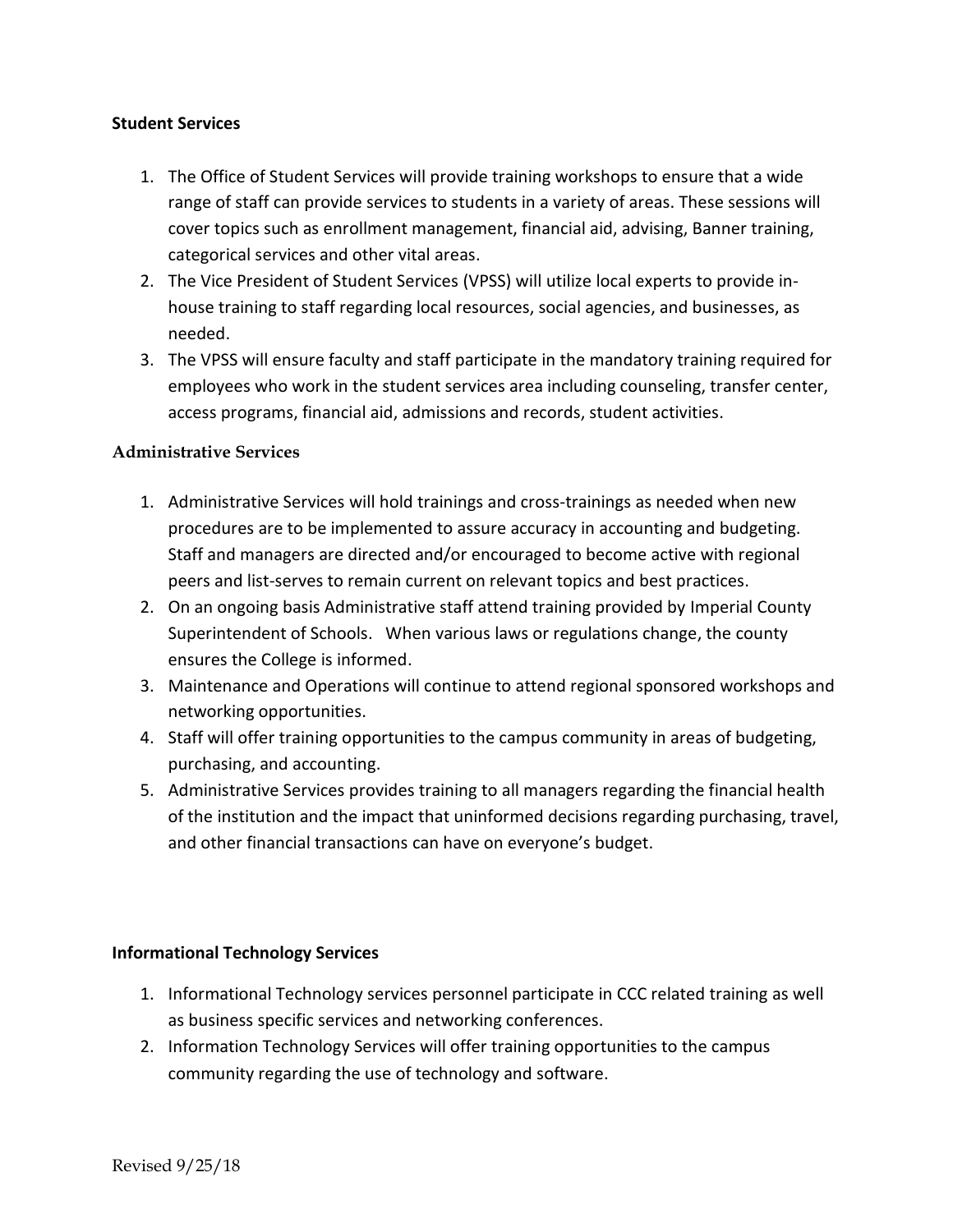**Student Services**

1. The Office of Student Services will provide training workshops to ensure that a wide range of staff can provide services to students in a variety of areas. These sessions will cover topics such as enrollment management, financial aid, advising, Banner training, categorical services and other vital areas.
2. The Vice President of Student Services (VPSS) will utilize local experts to provide in-house training to staff regarding local resources, social agencies, and businesses, as needed.
3. The VPSS will ensure faculty and staff participate in the mandatory training required for employees who work in the student services area including counseling, transfer center, access programs, financial aid, admissions and records, student activities.

**Administrative Services**

1. Administrative Services will hold trainings and cross-trainings as needed when new procedures are to be implemented to assure accuracy in accounting and budgeting. Staff and managers are directed and/or encouraged to become active with regional peers and list-serves to remain current on relevant topics and best practices.
2. On an ongoing basis Administrative staff attend training provided by Imperial County Superintendent of Schools. When various laws or regulations change, the county ensures the College is informed.
3. Maintenance and Operations will continue to attend regional sponsored workshops and networking opportunities.
4. Staff will offer training opportunities to the campus community in areas of budgeting, purchasing, and accounting.
5. Administrative Services provides training to all managers regarding the financial health of the institution and the impact that uninformed decisions regarding purchasing, travel, and other financial transactions can have on everyone's budget.

**Informational Technology Services**

1. Informational Technology services personnel participate in CCC related training as well as business specific services and networking conferences.
2. Information Technology Services will offer training opportunities to the campus community regarding the use of technology and software.

Revised 9/25/18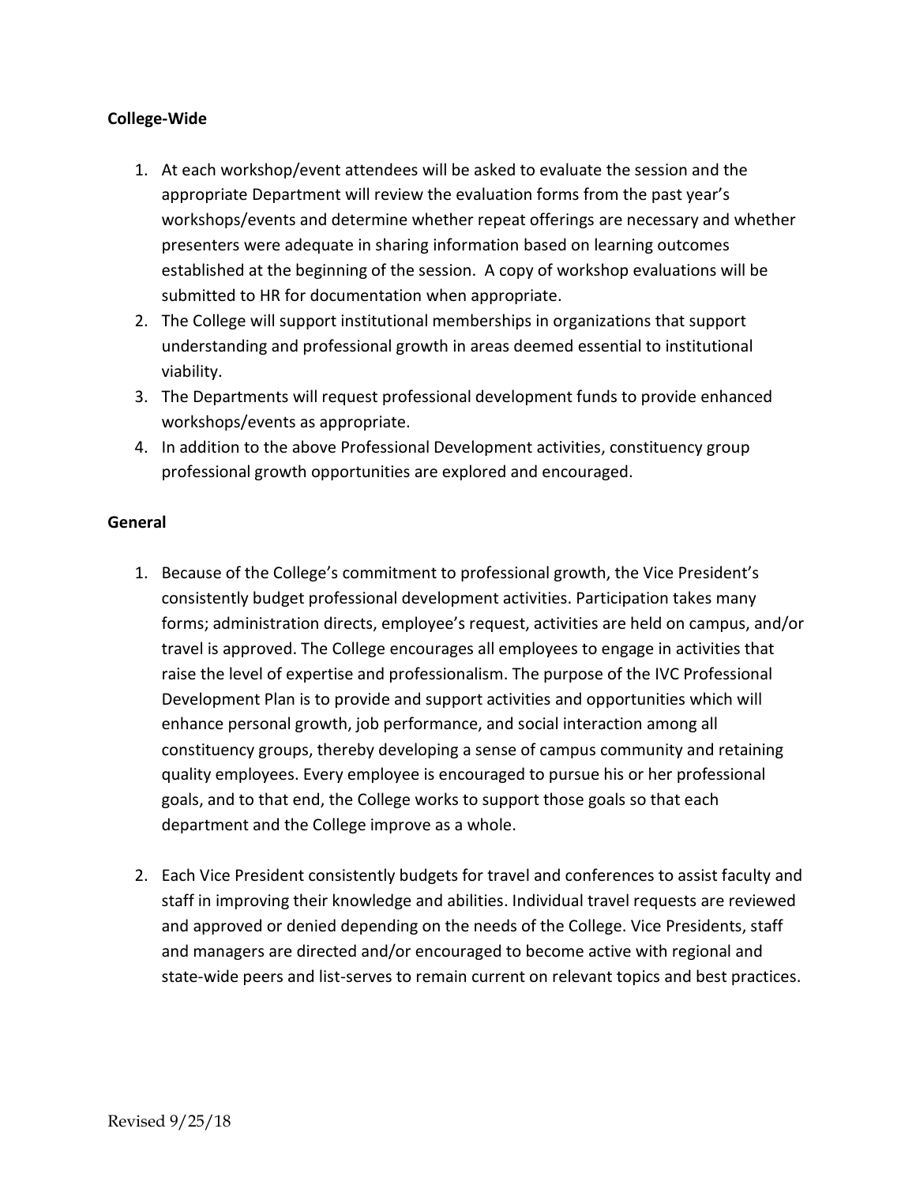**College-Wide**

1. At each workshop/event attendees will be asked to evaluate the session and the appropriate Department will review the evaluation forms from the past year's workshops/events and determine whether repeat offerings are necessary and whether presenters were adequate in sharing information based on learning outcomes established at the beginning of the session. A copy of workshop evaluations will be submitted to HR for documentation when appropriate.
2. The College will support institutional memberships in organizations that support understanding and professional growth in areas deemed essential to institutional viability.
3. The Departments will request professional development funds to provide enhanced workshops/events as appropriate.
4. In addition to the above Professional Development activities, constituency group professional growth opportunities are explored and encouraged.

**General**

1. Because of the College's commitment to professional growth, the Vice President's consistently budget professional development activities. Participation takes many forms; administration directs, employee's request, activities are held on campus, and/or travel is approved. The College encourages all employees to engage in activities that raise the level of expertise and professionalism. The purpose of the IVC Professional Development Plan is to provide and support activities and opportunities which will enhance personal growth, job performance, and social interaction among all constituency groups, thereby developing a sense of campus community and retaining quality employees. Every employee is encouraged to pursue his or her professional goals, and to that end, the College works to support those goals so that each department and the College improve as a whole.

2. Each Vice President consistently budgets for travel and conferences to assist faculty and staff in improving their knowledge and abilities. Individual travel requests are reviewed and approved or denied depending on the needs of the College. Vice Presidents, staff and managers are directed and/or encouraged to become active with regional and state-wide peers and list-serves to remain current on relevant topics and best practices.

Revised 9/25/18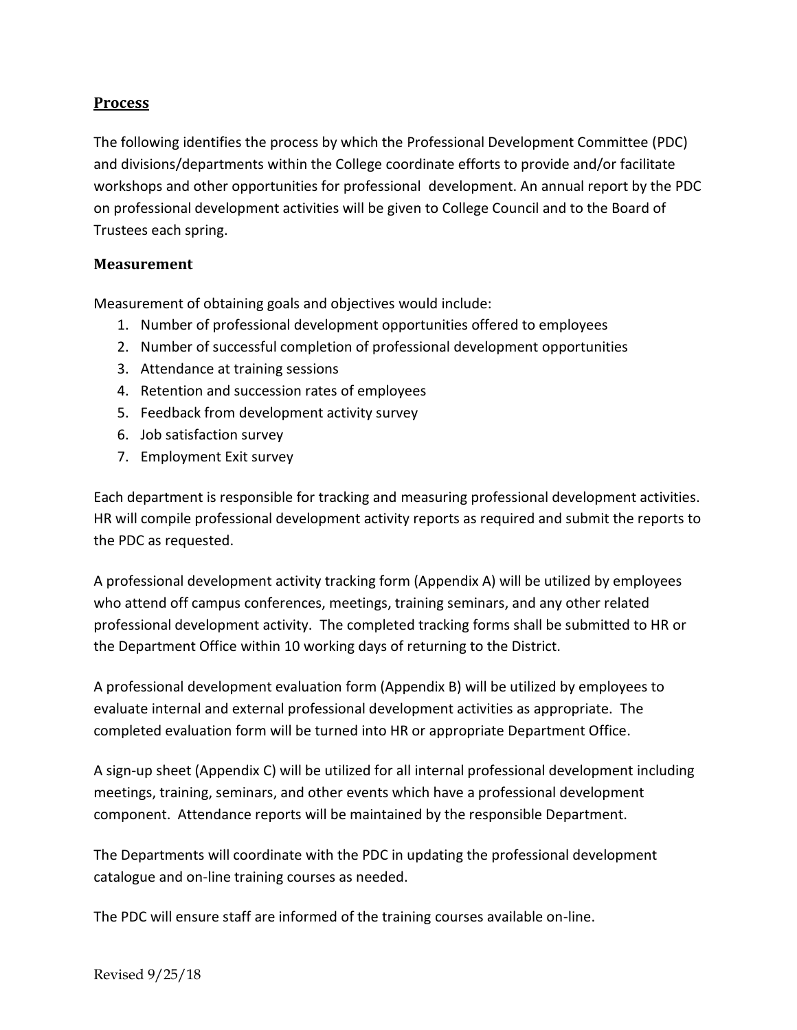## Process

The following identifies the process by which the Professional Development Committee (PDC) and divisions/departments within the College coordinate efforts to provide and/or facilitate workshops and other opportunities for professional development. An annual report by the PDC on professional development activities will be given to College Council and to the Board of Trustees each spring.

### Measurement

Measurement of obtaining goals and objectives would include:

1. Number of professional development opportunities offered to employees
2. Number of successful completion of professional development opportunities
3. Attendance at training sessions
4. Retention and succession rates of employees
5. Feedback from development activity survey
6. Job satisfaction survey
7. Employment Exit survey

Each department is responsible for tracking and measuring professional development activities. HR will compile professional development activity reports as required and submit the reports to the PDC as requested.

A professional development activity tracking form (Appendix A) will be utilized by employees who attend off campus conferences, meetings, training seminars, and any other related professional development activity. The completed tracking forms shall be submitted to HR or the Department Office within 10 working days of returning to the District.

A professional development evaluation form (Appendix B) will be utilized by employees to evaluate internal and external professional development activities as appropriate. The completed evaluation form will be turned into HR or appropriate Department Office.

A sign-up sheet (Appendix C) will be utilized for all internal professional development including meetings, training, seminars, and other events which have a professional development component. Attendance reports will be maintained by the responsible Department.

The Departments will coordinate with the PDC in updating the professional development catalogue and on-line training courses as needed.

The PDC will ensure staff are informed of the training courses available on-line.

Revised 9/25/18